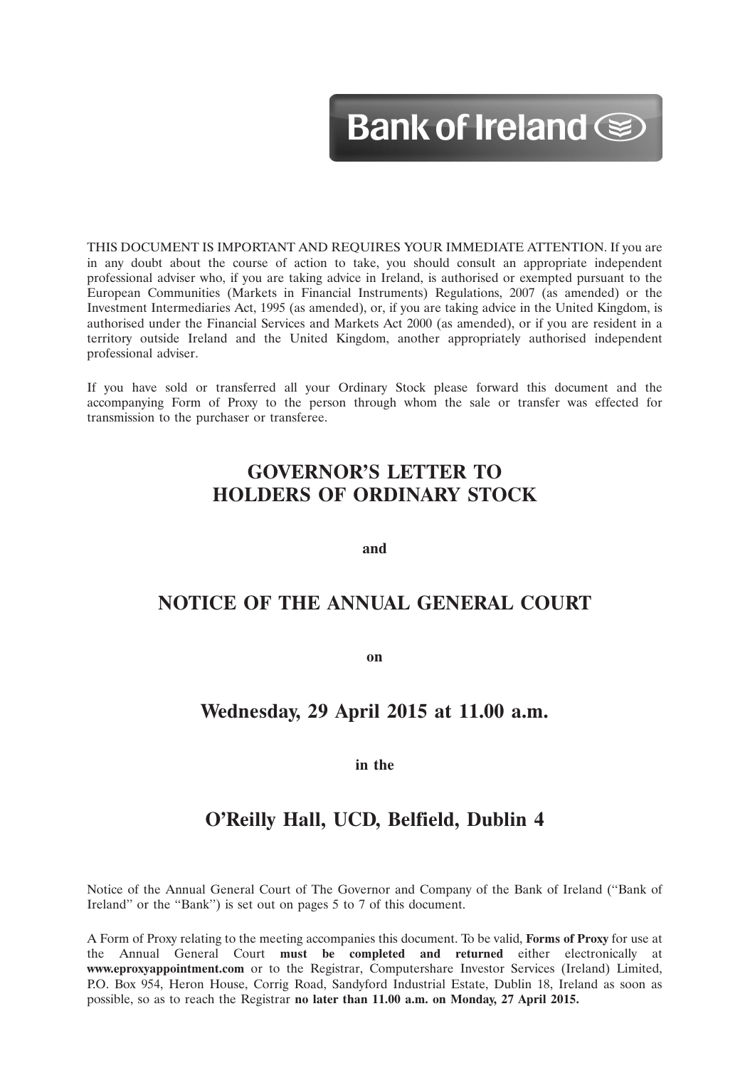Bank of Ireland

THIS DOCUMENT IS IMPORTANT AND REQUIRES YOUR IMMEDIATE ATTENTION. If you are in any doubt about the course of action to take, you should consult an appropriate independent professional adviser who, if you are taking advice in Ireland, is authorised or exempted pursuant to the European Communities (Markets in Financial Instruments) Regulations, 2007 (as amended) or the Investment Intermediaries Act, 1995 (as amended), or, if you are taking advice in the United Kingdom, is authorised under the Financial Services and Markets Act 2000 (as amended), or if you are resident in a territory outside Ireland and the United Kingdom, another appropriately authorised independent professional adviser.

If you have sold or transferred all your Ordinary Stock please forward this document and the accompanying Form of Proxy to the person through whom the sale or transfer was effected for transmission to the purchaser or transferee.

# GOVERNOR'S LETTER TO HOLDERS OF ORDINARY STOCK

**and**

# NOTICE OF THE ANNUAL GENERAL COURT

**on**

## Wednesday, 29 April 2015 at 11.00 a.m.

**in the**

## O'Reilly Hall, UCD, Belfield, Dublin 4

Notice of the Annual General Court of The Governor and Company of the Bank of Ireland ("Bank of Ireland" or the "Bank") is set out on pages 5 to 7 of this document.

A Form of Proxy relating to the meeting accompanies this document. To be valid, **Forms of Proxy** for use at the Annual General Court **must be completed and returned** either electronically at **www.eproxyappointment.com** or to the Registrar, Computershare Investor Services (Ireland) Limited, P.O. Box 954, Heron House, Corrig Road, Sandyford Industrial Estate, Dublin 18, Ireland as soon as possible, so as to reach the Registrar **no later than 11.00 a.m. on Monday, 27 April 2015.**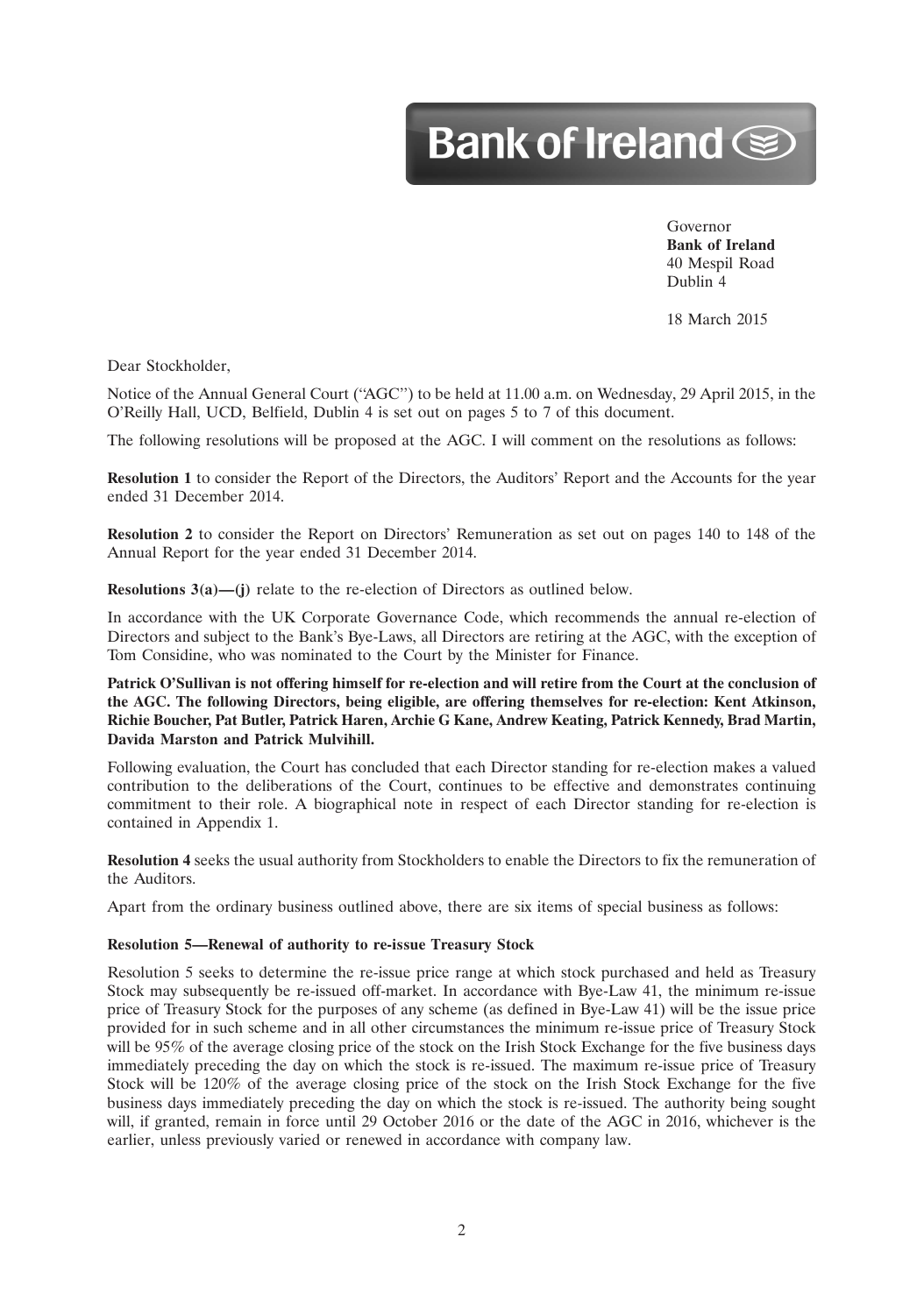Bank of Ireland

Governor
**Bank of Ireland**
40 Mespil Road
Dublin 4

18 March 2015

Dear Stockholder,

Notice of the Annual General Court ("AGC") to be held at 11.00 a.m. on Wednesday, 29 April 2015, in the O'Reilly Hall, UCD, Belfield, Dublin 4 is set out on pages 5 to 7 of this document.

The following resolutions will be proposed at the AGC. I will comment on the resolutions as follows:

**Resolution 1** to consider the Report of the Directors, the Auditors' Report and the Accounts for the year ended 31 December 2014.

**Resolution 2** to consider the Report on Directors' Remuneration as set out on pages 140 to 148 of the Annual Report for the year ended 31 December 2014.

**Resolutions 3(a)—(j)** relate to the re-election of Directors as outlined below.

In accordance with the UK Corporate Governance Code, which recommends the annual re-election of Directors and subject to the Bank's Bye-Laws, all Directors are retiring at the AGC, with the exception of Tom Considine, who was nominated to the Court by the Minister for Finance.

**Patrick O'Sullivan is not offering himself for re-election and will retire from the Court at the conclusion of the AGC. The following Directors, being eligible, are offering themselves for re-election: Kent Atkinson, Richie Boucher, Pat Butler, Patrick Haren, Archie G Kane, Andrew Keating, Patrick Kennedy, Brad Martin, Davida Marston and Patrick Mulvihill.**

Following evaluation, the Court has concluded that each Director standing for re-election makes a valued contribution to the deliberations of the Court, continues to be effective and demonstrates continuing commitment to their role. A biographical note in respect of each Director standing for re-election is contained in Appendix 1.

**Resolution 4** seeks the usual authority from Stockholders to enable the Directors to fix the remuneration of the Auditors.

Apart from the ordinary business outlined above, there are six items of special business as follows:

**Resolution 5—Renewal of authority to re-issue Treasury Stock**

Resolution 5 seeks to determine the re-issue price range at which stock purchased and held as Treasury Stock may subsequently be re-issued off-market. In accordance with Bye-Law 41, the minimum re-issue price of Treasury Stock for the purposes of any scheme (as defined in Bye-Law 41) will be the issue price provided for in such scheme and in all other circumstances the minimum re-issue price of Treasury Stock will be 95% of the average closing price of the stock on the Irish Stock Exchange for the five business days immediately preceding the day on which the stock is re-issued. The maximum re-issue price of Treasury Stock will be 120% of the average closing price of the stock on the Irish Stock Exchange for the five business days immediately preceding the day on which the stock is re-issued. The authority being sought will, if granted, remain in force until 29 October 2016 or the date of the AGC in 2016, whichever is the earlier, unless previously varied or renewed in accordance with company law.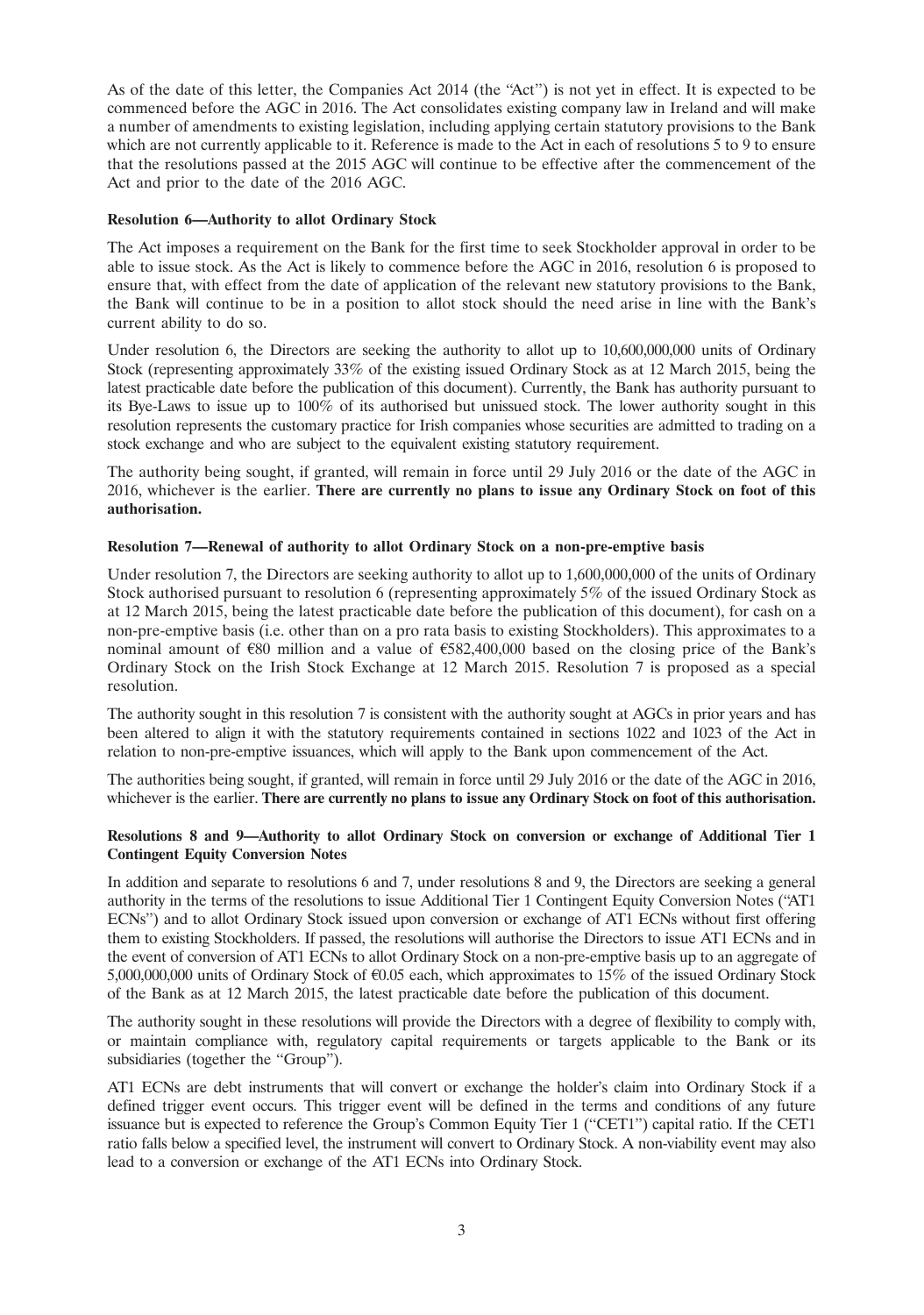As of the date of this letter, the Companies Act 2014 (the "Act") is not yet in effect. It is expected to be commenced before the AGC in 2016. The Act consolidates existing company law in Ireland and will make a number of amendments to existing legislation, including applying certain statutory provisions to the Bank which are not currently applicable to it. Reference is made to the Act in each of resolutions 5 to 9 to ensure that the resolutions passed at the 2015 AGC will continue to be effective after the commencement of the Act and prior to the date of the 2016 AGC.

**Resolution 6—Authority to allot Ordinary Stock**

The Act imposes a requirement on the Bank for the first time to seek Stockholder approval in order to be able to issue stock. As the Act is likely to commence before the AGC in 2016, resolution 6 is proposed to ensure that, with effect from the date of application of the relevant new statutory provisions to the Bank, the Bank will continue to be in a position to allot stock should the need arise in line with the Bank's current ability to do so.

Under resolution 6, the Directors are seeking the authority to allot up to 10,600,000,000 units of Ordinary Stock (representing approximately 33% of the existing issued Ordinary Stock as at 12 March 2015, being the latest practicable date before the publication of this document). Currently, the Bank has authority pursuant to its Bye-Laws to issue up to 100% of its authorised but unissued stock. The lower authority sought in this resolution represents the customary practice for Irish companies whose securities are admitted to trading on a stock exchange and who are subject to the equivalent existing statutory requirement.

The authority being sought, if granted, will remain in force until 29 July 2016 or the date of the AGC in 2016, whichever is the earlier. **There are currently no plans to issue any Ordinary Stock on foot of this authorisation.**

**Resolution 7—Renewal of authority to allot Ordinary Stock on a non-pre-emptive basis**

Under resolution 7, the Directors are seeking authority to allot up to 1,600,000,000 of the units of Ordinary Stock authorised pursuant to resolution 6 (representing approximately 5% of the issued Ordinary Stock as at 12 March 2015, being the latest practicable date before the publication of this document), for cash on a non-pre-emptive basis (i.e. other than on a pro rata basis to existing Stockholders). This approximates to a nominal amount of €80 million and a value of €582,400,000 based on the closing price of the Bank's Ordinary Stock on the Irish Stock Exchange at 12 March 2015. Resolution 7 is proposed as a special resolution.

The authority sought in this resolution 7 is consistent with the authority sought at AGCs in prior years and has been altered to align it with the statutory requirements contained in sections 1022 and 1023 of the Act in relation to non-pre-emptive issuances, which will apply to the Bank upon commencement of the Act.

The authorities being sought, if granted, will remain in force until 29 July 2016 or the date of the AGC in 2016, whichever is the earlier. **There are currently no plans to issue any Ordinary Stock on foot of this authorisation.**

**Resolutions 8 and 9—Authority to allot Ordinary Stock on conversion or exchange of Additional Tier 1 Contingent Equity Conversion Notes**

In addition and separate to resolutions 6 and 7, under resolutions 8 and 9, the Directors are seeking a general authority in the terms of the resolutions to issue Additional Tier 1 Contingent Equity Conversion Notes ("AT1 ECNs") and to allot Ordinary Stock issued upon conversion or exchange of AT1 ECNs without first offering them to existing Stockholders. If passed, the resolutions will authorise the Directors to issue AT1 ECNs and in the event of conversion of AT1 ECNs to allot Ordinary Stock on a non-pre-emptive basis up to an aggregate of 5,000,000,000 units of Ordinary Stock of €0.05 each, which approximates to 15% of the issued Ordinary Stock of the Bank as at 12 March 2015, the latest practicable date before the publication of this document.

The authority sought in these resolutions will provide the Directors with a degree of flexibility to comply with, or maintain compliance with, regulatory capital requirements or targets applicable to the Bank or its subsidiaries (together the "Group").

AT1 ECNs are debt instruments that will convert or exchange the holder's claim into Ordinary Stock if a defined trigger event occurs. This trigger event will be defined in the terms and conditions of any future issuance but is expected to reference the Group's Common Equity Tier 1 ("CET1") capital ratio. If the CET1 ratio falls below a specified level, the instrument will convert to Ordinary Stock. A non-viability event may also lead to a conversion or exchange of the AT1 ECNs into Ordinary Stock.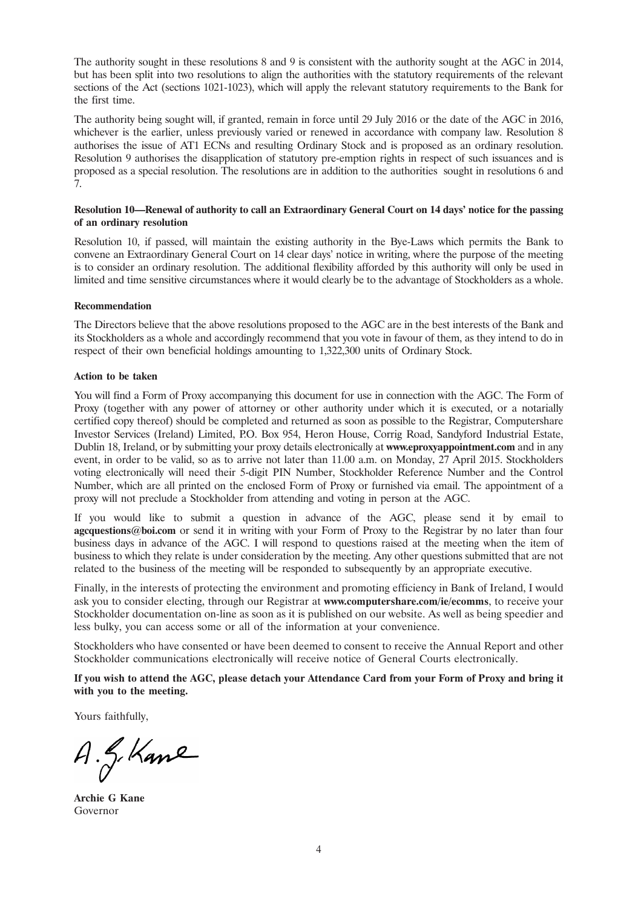The authority sought in these resolutions 8 and 9 is consistent with the authority sought at the AGC in 2014, but has been split into two resolutions to align the authorities with the statutory requirements of the relevant sections of the Act (sections 1021-1023), which will apply the relevant statutory requirements to the Bank for the first time.

The authority being sought will, if granted, remain in force until 29 July 2016 or the date of the AGC in 2016, whichever is the earlier, unless previously varied or renewed in accordance with company law. Resolution 8 authorises the issue of AT1 ECNs and resulting Ordinary Stock and is proposed as an ordinary resolution. Resolution 9 authorises the disapplication of statutory pre-emption rights in respect of such issuances and is proposed as a special resolution. The resolutions are in addition to the authorities sought in resolutions 6 and 7.

**Resolution 10—Renewal of authority to call an Extraordinary General Court on 14 days' notice for the passing of an ordinary resolution**

Resolution 10, if passed, will maintain the existing authority in the Bye-Laws which permits the Bank to convene an Extraordinary General Court on 14 clear days' notice in writing, where the purpose of the meeting is to consider an ordinary resolution. The additional flexibility afforded by this authority will only be used in limited and time sensitive circumstances where it would clearly be to the advantage of Stockholders as a whole.

**Recommendation**

The Directors believe that the above resolutions proposed to the AGC are in the best interests of the Bank and its Stockholders as a whole and accordingly recommend that you vote in favour of them, as they intend to do in respect of their own beneficial holdings amounting to 1,322,300 units of Ordinary Stock.

**Action to be taken**

You will find a Form of Proxy accompanying this document for use in connection with the AGC. The Form of Proxy (together with any power of attorney or other authority under which it is executed, or a notarially certified copy thereof) should be completed and returned as soon as possible to the Registrar, Computershare Investor Services (Ireland) Limited, P.O. Box 954, Heron House, Corrig Road, Sandyford Industrial Estate, Dublin 18, Ireland, or by submitting your proxy details electronically at **www.eproxyappointment.com** and in any event, in order to be valid, so as to arrive not later than 11.00 a.m. on Monday, 27 April 2015. Stockholders voting electronically will need their 5-digit PIN Number, Stockholder Reference Number and the Control Number, which are all printed on the enclosed Form of Proxy or furnished via email. The appointment of a proxy will not preclude a Stockholder from attending and voting in person at the AGC.

If you would like to submit a question in advance of the AGC, please send it by email to **agcquestions@boi.com** or send it in writing with your Form of Proxy to the Registrar by no later than four business days in advance of the AGC. I will respond to questions raised at the meeting when the item of business to which they relate is under consideration by the meeting. Any other questions submitted that are not related to the business of the meeting will be responded to subsequently by an appropriate executive.

Finally, in the interests of protecting the environment and promoting efficiency in Bank of Ireland, I would ask you to consider electing, through our Registrar at **www.computershare.com/ie/ecomms**, to receive your Stockholder documentation on-line as soon as it is published on our website. As well as being speedier and less bulky, you can access some or all of the information at your convenience.

Stockholders who have consented or have been deemed to consent to receive the Annual Report and other Stockholder communications electronically will receive notice of General Courts electronically.

**If you wish to attend the AGC, please detach your Attendance Card from your Form of Proxy and bring it with you to the meeting.**

Yours faithfully,

A. G. Kane

**Archie G Kane**
Governor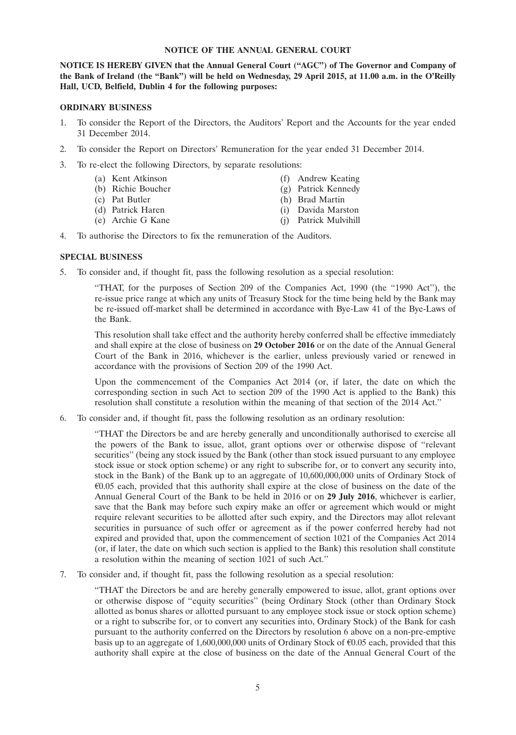# NOTICE OF THE ANNUAL GENERAL COURT

**NOTICE IS HEREBY GIVEN that the Annual General Court ("AGC") of The Governor and Company of the Bank of Ireland (the "Bank") will be held on Wednesday, 29 April 2015, at 11.00 a.m. in the O'Reilly Hall, UCD, Belfield, Dublin 4 for the following purposes:**

## ORDINARY BUSINESS

1. To consider the Report of the Directors, the Auditors' Report and the Accounts for the year ended 31 December 2014.
2. To consider the Report on Directors' Remuneration for the year ended 31 December 2014.
3. To re-elect the following Directors, by separate resolutions:
   - (a) Kent Atkinson
   - (b) Richie Boucher
   - (c) Pat Butler
   - (d) Patrick Haren
   - (e) Archie G Kane
   - (f) Andrew Keating
   - (g) Patrick Kennedy
   - (h) Brad Martin
   - (i) Davida Marston
   - (j) Patrick Mulvihill
4. To authorise the Directors to fix the remuneration of the Auditors.

## SPECIAL BUSINESS

5. To consider and, if thought fit, pass the following resolution as a special resolution:

   "THAT, for the purposes of Section 209 of the Companies Act, 1990 (the "1990 Act"), the re-issue price range at which any units of Treasury Stock for the time being held by the Bank may be re-issued off-market shall be determined in accordance with Bye-Law 41 of the Bye-Laws of the Bank.

   This resolution shall take effect and the authority hereby conferred shall be effective immediately and shall expire at the close of business on **29 October 2016** or on the date of the Annual General Court of the Bank in 2016, whichever is the earlier, unless previously varied or renewed in accordance with the provisions of Section 209 of the 1990 Act.

   Upon the commencement of the Companies Act 2014 (or, if later, the date on which the corresponding section in such Act to section 209 of the 1990 Act is applied to the Bank) this resolution shall constitute a resolution within the meaning of that section of the 2014 Act."

6. To consider and, if thought fit, pass the following resolution as an ordinary resolution:

   "THAT the Directors be and are hereby generally and unconditionally authorised to exercise all the powers of the Bank to issue, allot, grant options over or otherwise dispose of "relevant securities" (being any stock issued by the Bank (other than stock issued pursuant to any employee stock issue or stock option scheme) or any right to subscribe for, or to convert any security into, stock in the Bank) of the Bank up to an aggregate of 10,600,000,000 units of Ordinary Stock of €0.05 each, provided that this authority shall expire at the close of business on the date of the Annual General Court of the Bank to be held in 2016 or on **29 July 2016**, whichever is earlier, save that the Bank may before such expiry make an offer or agreement which would or might require relevant securities to be allotted after such expiry, and the Directors may allot relevant securities in pursuance of such offer or agreement as if the power conferred hereby had not expired and provided that, upon the commencement of section 1021 of the Companies Act 2014 (or, if later, the date on which such section is applied to the Bank) this resolution shall constitute a resolution within the meaning of section 1021 of such Act."

7. To consider and, if thought fit, pass the following resolution as a special resolution:

   "THAT the Directors be and are hereby generally empowered to issue, allot, grant options over or otherwise dispose of "equity securities" (being Ordinary Stock (other than Ordinary Stock allotted as bonus shares or allotted pursuant to any employee stock issue or stock option scheme) or a right to subscribe for, or to convert any securities into, Ordinary Stock) of the Bank for cash pursuant to the authority conferred on the Directors by resolution 6 above on a non-pre-emptive basis up to an aggregate of 1,600,000,000 units of Ordinary Stock of €0.05 each, provided that this authority shall expire at the close of business on the date of the Annual General Court of the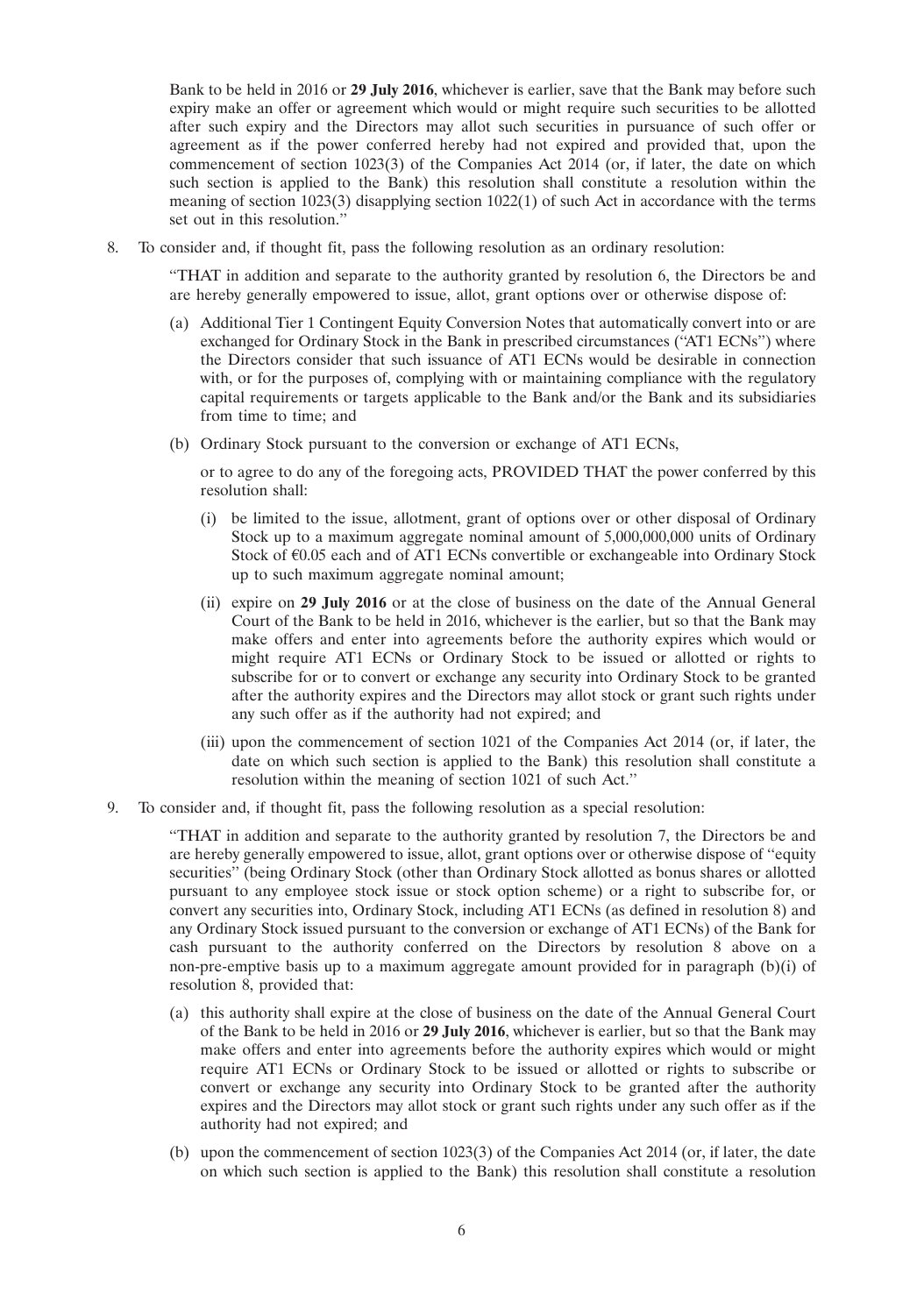Bank to be held in 2016 or **29 July 2016**, whichever is earlier, save that the Bank may before such expiry make an offer or agreement which would or might require such securities to be allotted after such expiry and the Directors may allot such securities in pursuance of such offer or agreement as if the power conferred hereby had not expired and provided that, upon the commencement of section 1023(3) of the Companies Act 2014 (or, if later, the date on which such section is applied to the Bank) this resolution shall constitute a resolution within the meaning of section 1023(3) disapplying section 1022(1) of such Act in accordance with the terms set out in this resolution.''

8. To consider and, if thought fit, pass the following resolution as an ordinary resolution:

   ''THAT in addition and separate to the authority granted by resolution 6, the Directors be and are hereby generally empowered to issue, allot, grant options over or otherwise dispose of:

   (a) Additional Tier 1 Contingent Equity Conversion Notes that automatically convert into or are exchanged for Ordinary Stock in the Bank in prescribed circumstances (''AT1 ECNs'') where the Directors consider that such issuance of AT1 ECNs would be desirable in connection with, or for the purposes of, complying with or maintaining compliance with the regulatory capital requirements or targets applicable to the Bank and/or the Bank and its subsidiaries from time to time; and

   (b) Ordinary Stock pursuant to the conversion or exchange of AT1 ECNs,

   or to agree to do any of the foregoing acts, PROVIDED THAT the power conferred by this resolution shall:

   (i) be limited to the issue, allotment, grant of options over or other disposal of Ordinary Stock up to a maximum aggregate nominal amount of 5,000,000,000 units of Ordinary Stock of €0.05 each and of AT1 ECNs convertible or exchangeable into Ordinary Stock up to such maximum aggregate nominal amount;

   (ii) expire on **29 July 2016** or at the close of business on the date of the Annual General Court of the Bank to be held in 2016, whichever is the earlier, but so that the Bank may make offers and enter into agreements before the authority expires which would or might require AT1 ECNs or Ordinary Stock to be issued or allotted or rights to subscribe for or to convert or exchange any security into Ordinary Stock to be granted after the authority expires and the Directors may allot stock or grant such rights under any such offer as if the authority had not expired; and

   (iii) upon the commencement of section 1021 of the Companies Act 2014 (or, if later, the date on which such section is applied to the Bank) this resolution shall constitute a resolution within the meaning of section 1021 of such Act.''

9. To consider and, if thought fit, pass the following resolution as a special resolution:

   ''THAT in addition and separate to the authority granted by resolution 7, the Directors be and are hereby generally empowered to issue, allot, grant options over or otherwise dispose of ''equity securities'' (being Ordinary Stock (other than Ordinary Stock allotted as bonus shares or allotted pursuant to any employee stock issue or stock option scheme) or a right to subscribe for, or convert any securities into, Ordinary Stock, including AT1 ECNs (as defined in resolution 8) and any Ordinary Stock issued pursuant to the conversion or exchange of AT1 ECNs) of the Bank for cash pursuant to the authority conferred on the Directors by resolution 8 above on a non-pre-emptive basis up to a maximum aggregate amount provided for in paragraph (b)(i) of resolution 8, provided that:

   (a) this authority shall expire at the close of business on the date of the Annual General Court of the Bank to be held in 2016 or **29 July 2016**, whichever is earlier, but so that the Bank may make offers and enter into agreements before the authority expires which would or might require AT1 ECNs or Ordinary Stock to be issued or allotted or rights to subscribe or convert or exchange any security into Ordinary Stock to be granted after the authority expires and the Directors may allot stock or grant such rights under any such offer as if the authority had not expired; and

   (b) upon the commencement of section 1023(3) of the Companies Act 2014 (or, if later, the date on which such section is applied to the Bank) this resolution shall constitute a resolution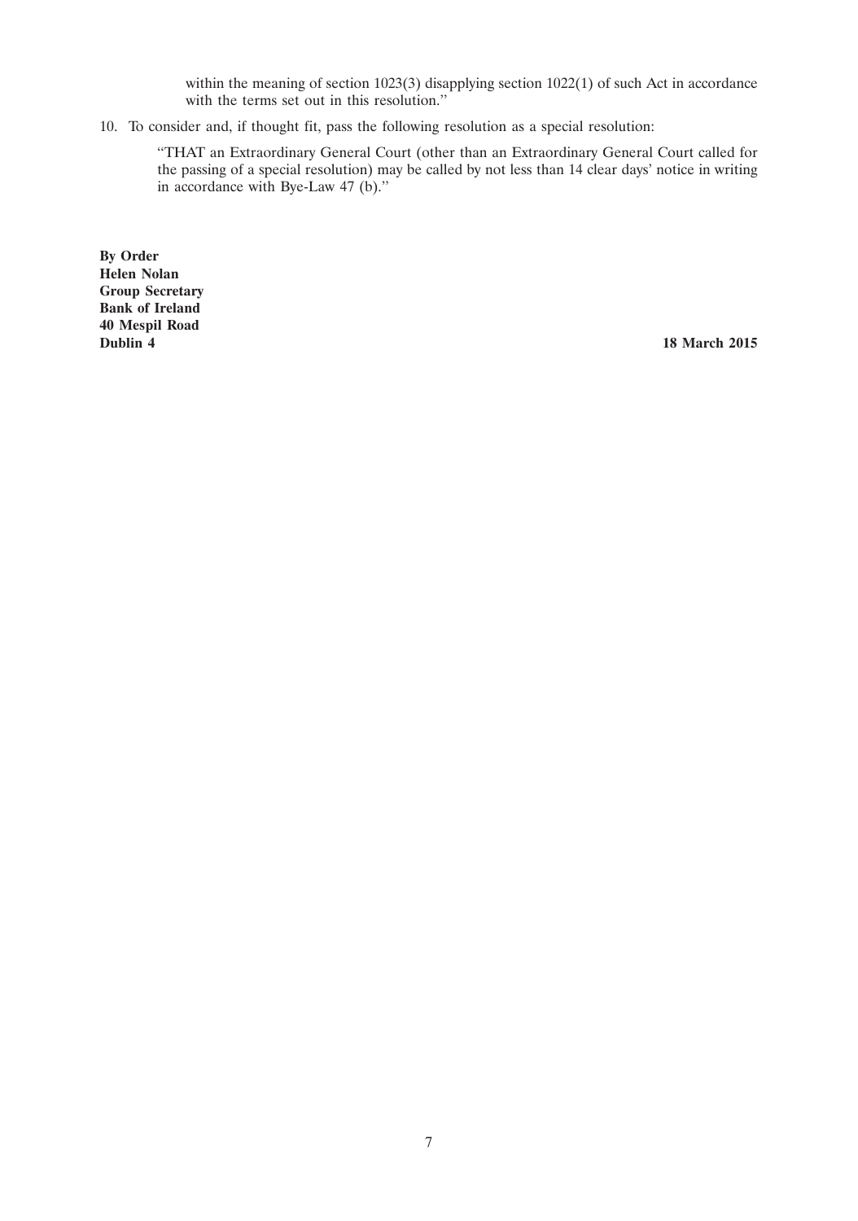within the meaning of section 1023(3) disapplying section 1022(1) of such Act in accordance with the terms set out in this resolution."

10. To consider and, if thought fit, pass the following resolution as a special resolution:

    "THAT an Extraordinary General Court (other than an Extraordinary General Court called for the passing of a special resolution) may be called by not less than 14 clear days' notice in writing in accordance with Bye-Law 47 (b)."

**By Order**
**Helen Nolan**
**Group Secretary**
**Bank of Ireland**
**40 Mespil Road**
**Dublin 4**

**18 March 2015**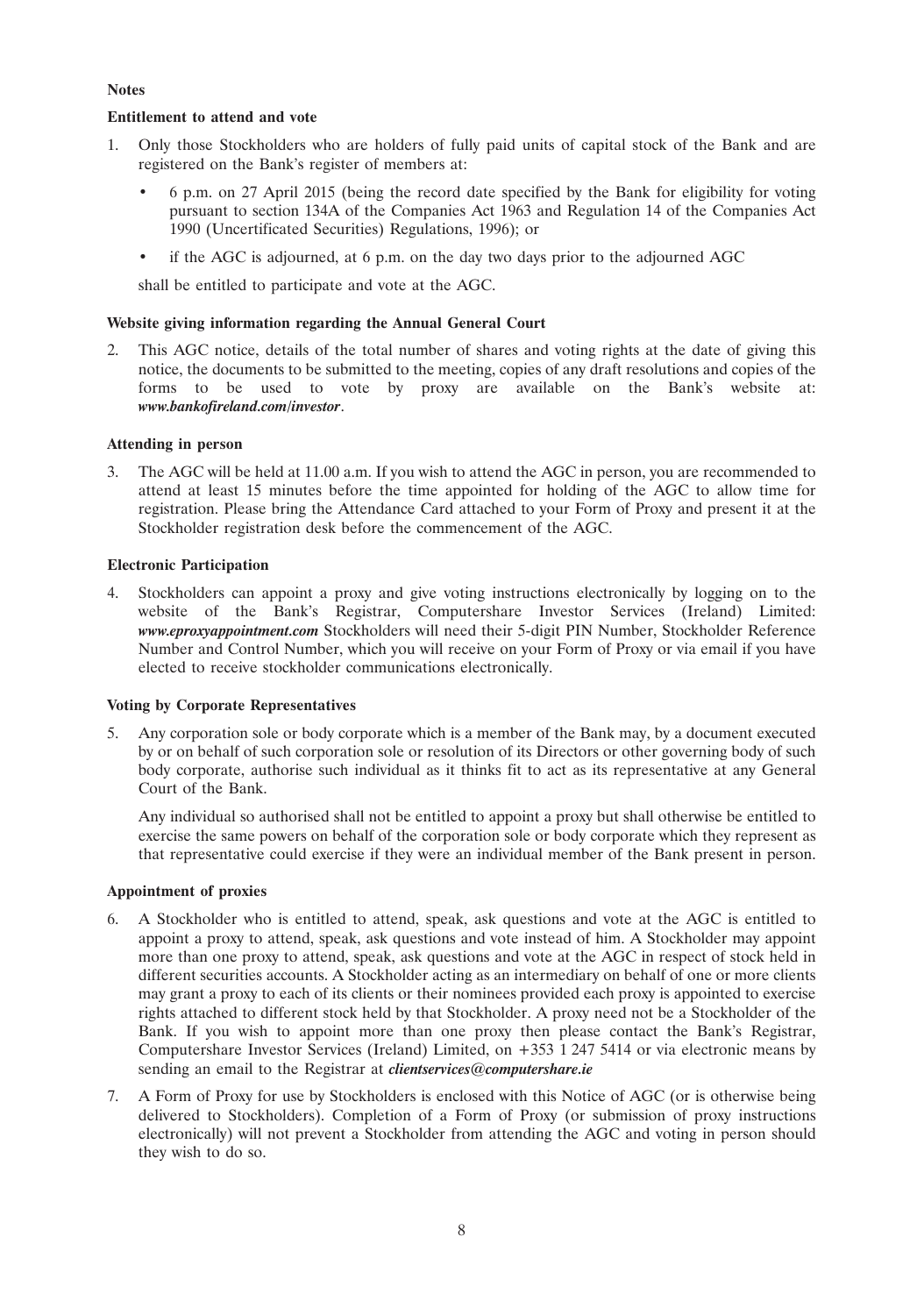**Notes**

**Entitlement to attend and vote**

1. Only those Stockholders who are holders of fully paid units of capital stock of the Bank and are registered on the Bank's register of members at:

   - 6 p.m. on 27 April 2015 (being the record date specified by the Bank for eligibility for voting pursuant to section 134A of the Companies Act 1963 and Regulation 14 of the Companies Act 1990 (Uncertificated Securities) Regulations, 1996); or
   - if the AGC is adjourned, at 6 p.m. on the day two days prior to the adjourned AGC

   shall be entitled to participate and vote at the AGC.

**Website giving information regarding the Annual General Court**

2. This AGC notice, details of the total number of shares and voting rights at the date of giving this notice, the documents to be submitted to the meeting, copies of any draft resolutions and copies of the forms to be used to vote by proxy are available on the Bank's website at: ***www.bankofireland.com/investor***.

**Attending in person**

3. The AGC will be held at 11.00 a.m. If you wish to attend the AGC in person, you are recommended to attend at least 15 minutes before the time appointed for holding of the AGC to allow time for registration. Please bring the Attendance Card attached to your Form of Proxy and present it at the Stockholder registration desk before the commencement of the AGC.

**Electronic Participation**

4. Stockholders can appoint a proxy and give voting instructions electronically by logging on to the website of the Bank's Registrar, Computershare Investor Services (Ireland) Limited: ***www.eproxyappointment.com*** Stockholders will need their 5-digit PIN Number, Stockholder Reference Number and Control Number, which you will receive on your Form of Proxy or via email if you have elected to receive stockholder communications electronically.

**Voting by Corporate Representatives**

5. Any corporation sole or body corporate which is a member of the Bank may, by a document executed by or on behalf of such corporation sole or resolution of its Directors or other governing body of such body corporate, authorise such individual as it thinks fit to act as its representative at any General Court of the Bank.

   Any individual so authorised shall not be entitled to appoint a proxy but shall otherwise be entitled to exercise the same powers on behalf of the corporation sole or body corporate which they represent as that representative could exercise if they were an individual member of the Bank present in person.

**Appointment of proxies**

6. A Stockholder who is entitled to attend, speak, ask questions and vote at the AGC is entitled to appoint a proxy to attend, speak, ask questions and vote instead of him. A Stockholder may appoint more than one proxy to attend, speak, ask questions and vote at the AGC in respect of stock held in different securities accounts. A Stockholder acting as an intermediary on behalf of one or more clients may grant a proxy to each of its clients or their nominees provided each proxy is appointed to exercise rights attached to different stock held by that Stockholder. A proxy need not be a Stockholder of the Bank. If you wish to appoint more than one proxy then please contact the Bank's Registrar, Computershare Investor Services (Ireland) Limited, on +353 1 247 5414 or via electronic means by sending an email to the Registrar at ***clientservices@computershare.ie***

7. A Form of Proxy for use by Stockholders is enclosed with this Notice of AGC (or is otherwise being delivered to Stockholders). Completion of a Form of Proxy (or submission of proxy instructions electronically) will not prevent a Stockholder from attending the AGC and voting in person should they wish to do so.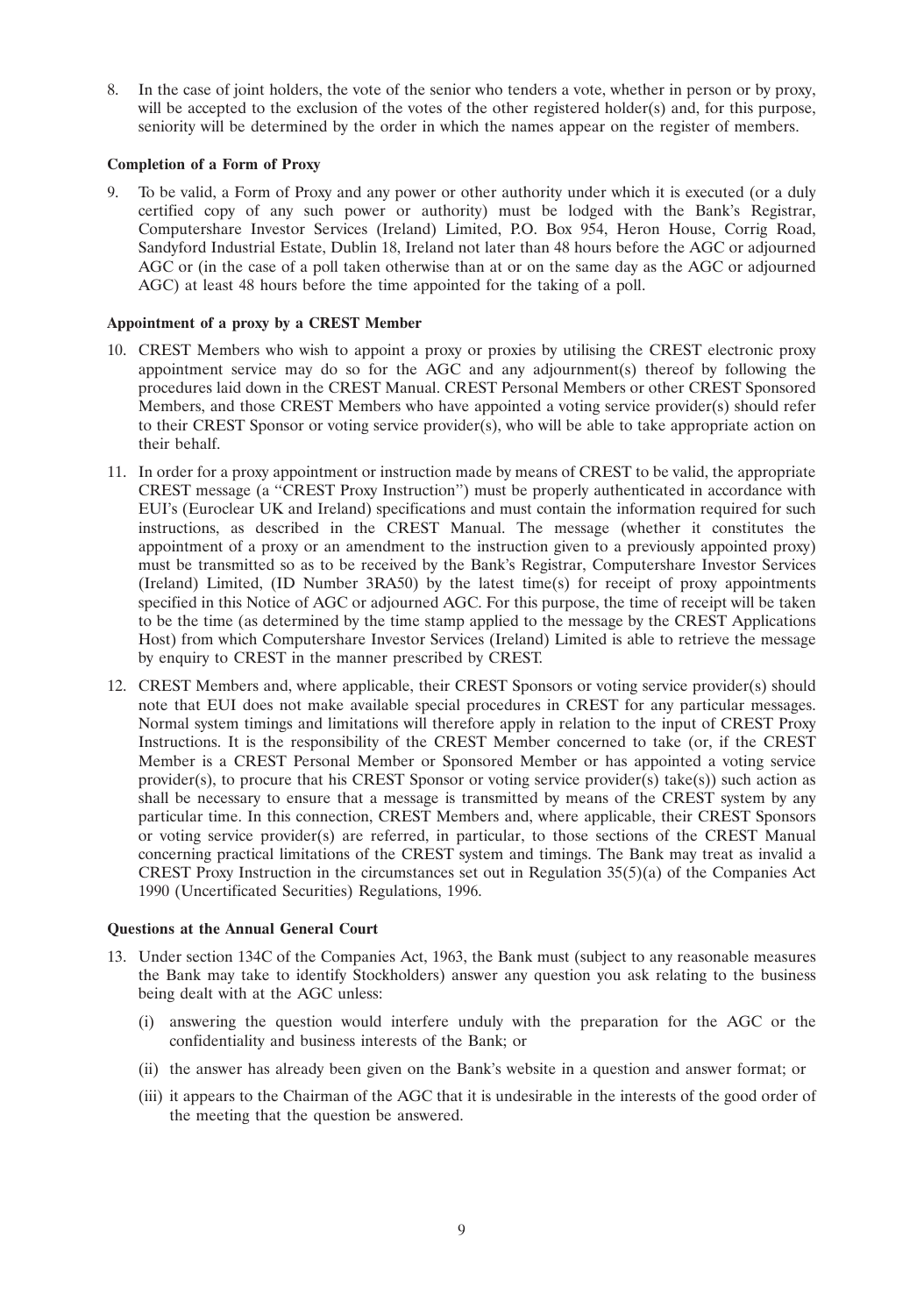8. In the case of joint holders, the vote of the senior who tenders a vote, whether in person or by proxy, will be accepted to the exclusion of the votes of the other registered holder(s) and, for this purpose, seniority will be determined by the order in which the names appear on the register of members.

**Completion of a Form of Proxy**

9. To be valid, a Form of Proxy and any power or other authority under which it is executed (or a duly certified copy of any such power or authority) must be lodged with the Bank's Registrar, Computershare Investor Services (Ireland) Limited, P.O. Box 954, Heron House, Corrig Road, Sandyford Industrial Estate, Dublin 18, Ireland not later than 48 hours before the AGC or adjourned AGC or (in the case of a poll taken otherwise than at or on the same day as the AGC or adjourned AGC) at least 48 hours before the time appointed for the taking of a poll.

**Appointment of a proxy by a CREST Member**

10. CREST Members who wish to appoint a proxy or proxies by utilising the CREST electronic proxy appointment service may do so for the AGC and any adjournment(s) thereof by following the procedures laid down in the CREST Manual. CREST Personal Members or other CREST Sponsored Members, and those CREST Members who have appointed a voting service provider(s) should refer to their CREST Sponsor or voting service provider(s), who will be able to take appropriate action on their behalf.

11. In order for a proxy appointment or instruction made by means of CREST to be valid, the appropriate CREST message (a "CREST Proxy Instruction") must be properly authenticated in accordance with EUI's (Euroclear UK and Ireland) specifications and must contain the information required for such instructions, as described in the CREST Manual. The message (whether it constitutes the appointment of a proxy or an amendment to the instruction given to a previously appointed proxy) must be transmitted so as to be received by the Bank's Registrar, Computershare Investor Services (Ireland) Limited, (ID Number 3RA50) by the latest time(s) for receipt of proxy appointments specified in this Notice of AGC or adjourned AGC. For this purpose, the time of receipt will be taken to be the time (as determined by the time stamp applied to the message by the CREST Applications Host) from which Computershare Investor Services (Ireland) Limited is able to retrieve the message by enquiry to CREST in the manner prescribed by CREST.

12. CREST Members and, where applicable, their CREST Sponsors or voting service provider(s) should note that EUI does not make available special procedures in CREST for any particular messages. Normal system timings and limitations will therefore apply in relation to the input of CREST Proxy Instructions. It is the responsibility of the CREST Member concerned to take (or, if the CREST Member is a CREST Personal Member or Sponsored Member or has appointed a voting service provider(s), to procure that his CREST Sponsor or voting service provider(s) take(s)) such action as shall be necessary to ensure that a message is transmitted by means of the CREST system by any particular time. In this connection, CREST Members and, where applicable, their CREST Sponsors or voting service provider(s) are referred, in particular, to those sections of the CREST Manual concerning practical limitations of the CREST system and timings. The Bank may treat as invalid a CREST Proxy Instruction in the circumstances set out in Regulation 35(5)(a) of the Companies Act 1990 (Uncertificated Securities) Regulations, 1996.

**Questions at the Annual General Court**

13. Under section 134C of the Companies Act, 1963, the Bank must (subject to any reasonable measures the Bank may take to identify Stockholders) answer any question you ask relating to the business being dealt with at the AGC unless:

    (i) answering the question would interfere unduly with the preparation for the AGC or the confidentiality and business interests of the Bank; or

    (ii) the answer has already been given on the Bank's website in a question and answer format; or

    (iii) it appears to the Chairman of the AGC that it is undesirable in the interests of the good order of the meeting that the question be answered.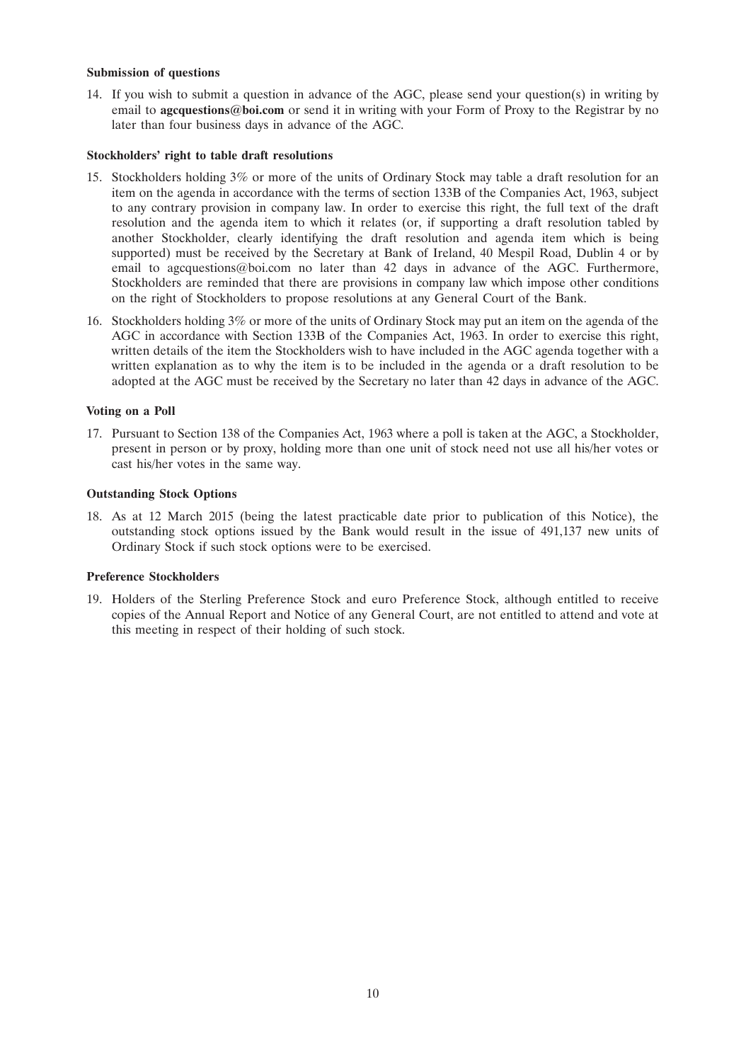**Submission of questions**

14. If you wish to submit a question in advance of the AGC, please send your question(s) in writing by email to **agcquestions@boi.com** or send it in writing with your Form of Proxy to the Registrar by no later than four business days in advance of the AGC.

**Stockholders' right to table draft resolutions**

15. Stockholders holding 3% or more of the units of Ordinary Stock may table a draft resolution for an item on the agenda in accordance with the terms of section 133B of the Companies Act, 1963, subject to any contrary provision in company law. In order to exercise this right, the full text of the draft resolution and the agenda item to which it relates (or, if supporting a draft resolution tabled by another Stockholder, clearly identifying the draft resolution and agenda item which is being supported) must be received by the Secretary at Bank of Ireland, 40 Mespil Road, Dublin 4 or by email to agcquestions@boi.com no later than 42 days in advance of the AGC. Furthermore, Stockholders are reminded that there are provisions in company law which impose other conditions on the right of Stockholders to propose resolutions at any General Court of the Bank.

16. Stockholders holding 3% or more of the units of Ordinary Stock may put an item on the agenda of the AGC in accordance with Section 133B of the Companies Act, 1963. In order to exercise this right, written details of the item the Stockholders wish to have included in the AGC agenda together with a written explanation as to why the item is to be included in the agenda or a draft resolution to be adopted at the AGC must be received by the Secretary no later than 42 days in advance of the AGC.

**Voting on a Poll**

17. Pursuant to Section 138 of the Companies Act, 1963 where a poll is taken at the AGC, a Stockholder, present in person or by proxy, holding more than one unit of stock need not use all his/her votes or cast his/her votes in the same way.

**Outstanding Stock Options**

18. As at 12 March 2015 (being the latest practicable date prior to publication of this Notice), the outstanding stock options issued by the Bank would result in the issue of 491,137 new units of Ordinary Stock if such stock options were to be exercised.

**Preference Stockholders**

19. Holders of the Sterling Preference Stock and euro Preference Stock, although entitled to receive copies of the Annual Report and Notice of any General Court, are not entitled to attend and vote at this meeting in respect of their holding of such stock.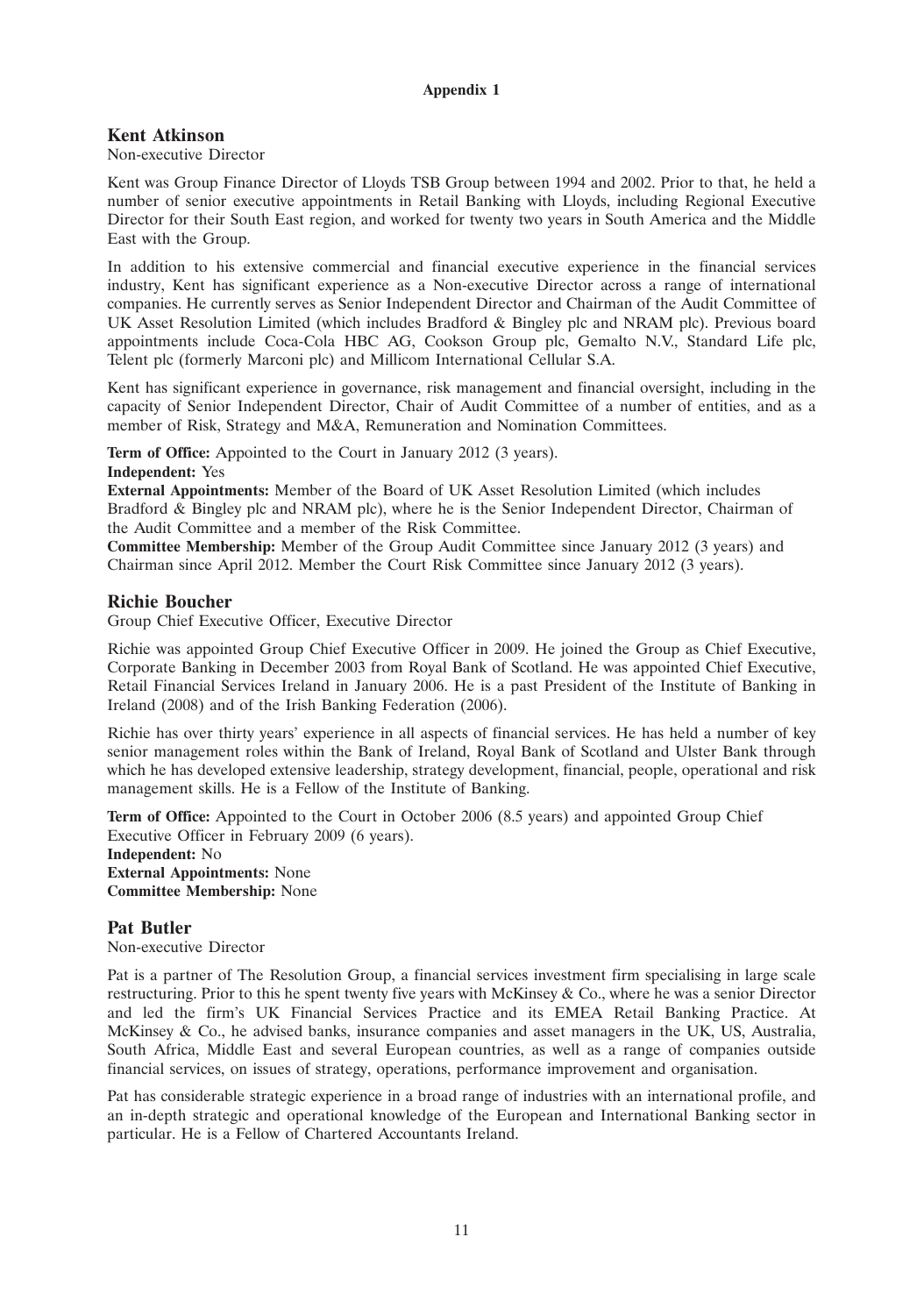**Appendix 1**

## Kent Atkinson

Non-executive Director

Kent was Group Finance Director of Lloyds TSB Group between 1994 and 2002. Prior to that, he held a number of senior executive appointments in Retail Banking with Lloyds, including Regional Executive Director for their South East region, and worked for twenty two years in South America and the Middle East with the Group.

In addition to his extensive commercial and financial executive experience in the financial services industry, Kent has significant experience as a Non-executive Director across a range of international companies. He currently serves as Senior Independent Director and Chairman of the Audit Committee of UK Asset Resolution Limited (which includes Bradford & Bingley plc and NRAM plc). Previous board appointments include Coca-Cola HBC AG, Cookson Group plc, Gemalto N.V., Standard Life plc, Telent plc (formerly Marconi plc) and Millicom International Cellular S.A.

Kent has significant experience in governance, risk management and financial oversight, including in the capacity of Senior Independent Director, Chair of Audit Committee of a number of entities, and as a member of Risk, Strategy and M&A, Remuneration and Nomination Committees.

**Term of Office:** Appointed to the Court in January 2012 (3 years).
**Independent:** Yes
**External Appointments:** Member of the Board of UK Asset Resolution Limited (which includes Bradford & Bingley plc and NRAM plc), where he is the Senior Independent Director, Chairman of the Audit Committee and a member of the Risk Committee.
**Committee Membership:** Member of the Group Audit Committee since January 2012 (3 years) and Chairman since April 2012. Member the Court Risk Committee since January 2012 (3 years).

## Richie Boucher

Group Chief Executive Officer, Executive Director

Richie was appointed Group Chief Executive Officer in 2009. He joined the Group as Chief Executive, Corporate Banking in December 2003 from Royal Bank of Scotland. He was appointed Chief Executive, Retail Financial Services Ireland in January 2006. He is a past President of the Institute of Banking in Ireland (2008) and of the Irish Banking Federation (2006).

Richie has over thirty years' experience in all aspects of financial services. He has held a number of key senior management roles within the Bank of Ireland, Royal Bank of Scotland and Ulster Bank through which he has developed extensive leadership, strategy development, financial, people, operational and risk management skills. He is a Fellow of the Institute of Banking.

**Term of Office:** Appointed to the Court in October 2006 (8.5 years) and appointed Group Chief Executive Officer in February 2009 (6 years).
**Independent:** No
**External Appointments:** None
**Committee Membership:** None

## Pat Butler

Non-executive Director

Pat is a partner of The Resolution Group, a financial services investment firm specialising in large scale restructuring. Prior to this he spent twenty five years with McKinsey & Co., where he was a senior Director and led the firm's UK Financial Services Practice and its EMEA Retail Banking Practice. At McKinsey & Co., he advised banks, insurance companies and asset managers in the UK, US, Australia, South Africa, Middle East and several European countries, as well as a range of companies outside financial services, on issues of strategy, operations, performance improvement and organisation.

Pat has considerable strategic experience in a broad range of industries with an international profile, and an in-depth strategic and operational knowledge of the European and International Banking sector in particular. He is a Fellow of Chartered Accountants Ireland.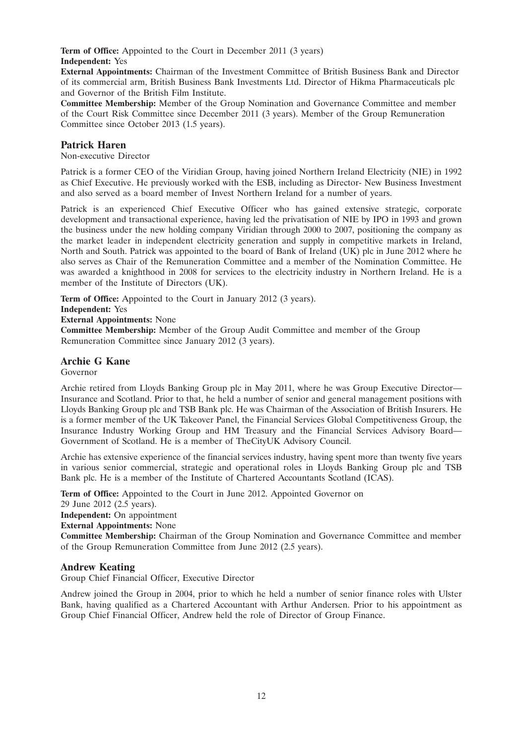**Term of Office:** Appointed to the Court in December 2011 (3 years)
**Independent:** Yes
**External Appointments:** Chairman of the Investment Committee of British Business Bank and Director of its commercial arm, British Business Bank Investments Ltd. Director of Hikma Pharmaceuticals plc and Governor of the British Film Institute.
**Committee Membership:** Member of the Group Nomination and Governance Committee and member of the Court Risk Committee since December 2011 (3 years). Member of the Group Remuneration Committee since October 2013 (1.5 years).

## Patrick Haren

Non-executive Director

Patrick is a former CEO of the Viridian Group, having joined Northern Ireland Electricity (NIE) in 1992 as Chief Executive. He previously worked with the ESB, including as Director- New Business Investment and also served as a board member of Invest Northern Ireland for a number of years.

Patrick is an experienced Chief Executive Officer who has gained extensive strategic, corporate development and transactional experience, having led the privatisation of NIE by IPO in 1993 and grown the business under the new holding company Viridian through 2000 to 2007, positioning the company as the market leader in independent electricity generation and supply in competitive markets in Ireland, North and South. Patrick was appointed to the board of Bank of Ireland (UK) plc in June 2012 where he also serves as Chair of the Remuneration Committee and a member of the Nomination Committee. He was awarded a knighthood in 2008 for services to the electricity industry in Northern Ireland. He is a member of the Institute of Directors (UK).

**Term of Office:** Appointed to the Court in January 2012 (3 years).
**Independent:** Yes
**External Appointments:** None
**Committee Membership:** Member of the Group Audit Committee and member of the Group Remuneration Committee since January 2012 (3 years).

## Archie G Kane

Governor

Archie retired from Lloyds Banking Group plc in May 2011, where he was Group Executive Director—Insurance and Scotland. Prior to that, he held a number of senior and general management positions with Lloyds Banking Group plc and TSB Bank plc. He was Chairman of the Association of British Insurers. He is a former member of the UK Takeover Panel, the Financial Services Global Competitiveness Group, the Insurance Industry Working Group and HM Treasury and the Financial Services Advisory Board—Government of Scotland. He is a member of TheCityUK Advisory Council.

Archie has extensive experience of the financial services industry, having spent more than twenty five years in various senior commercial, strategic and operational roles in Lloyds Banking Group plc and TSB Bank plc. He is a member of the Institute of Chartered Accountants Scotland (ICAS).

**Term of Office:** Appointed to the Court in June 2012. Appointed Governor on 29 June 2012 (2.5 years).
**Independent:** On appointment
**External Appointments:** None
**Committee Membership:** Chairman of the Group Nomination and Governance Committee and member of the Group Remuneration Committee from June 2012 (2.5 years).

## Andrew Keating

Group Chief Financial Officer, Executive Director

Andrew joined the Group in 2004, prior to which he held a number of senior finance roles with Ulster Bank, having qualified as a Chartered Accountant with Arthur Andersen. Prior to his appointment as Group Chief Financial Officer, Andrew held the role of Director of Group Finance.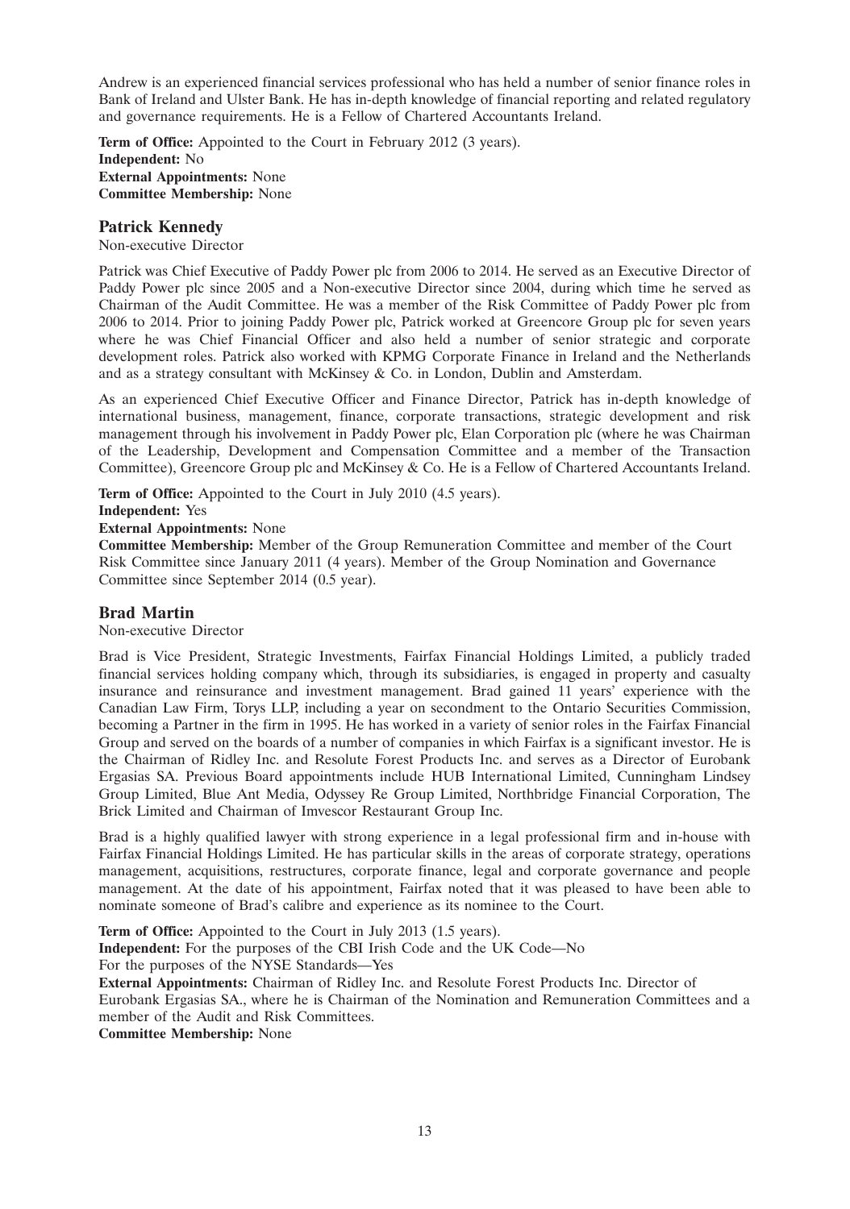Andrew is an experienced financial services professional who has held a number of senior finance roles in Bank of Ireland and Ulster Bank. He has in-depth knowledge of financial reporting and related regulatory and governance requirements. He is a Fellow of Chartered Accountants Ireland.

**Term of Office:** Appointed to the Court in February 2012 (3 years).
**Independent:** No
**External Appointments:** None
**Committee Membership:** None

## Patrick Kennedy

Non-executive Director

Patrick was Chief Executive of Paddy Power plc from 2006 to 2014. He served as an Executive Director of Paddy Power plc since 2005 and a Non-executive Director since 2004, during which time he served as Chairman of the Audit Committee. He was a member of the Risk Committee of Paddy Power plc from 2006 to 2014. Prior to joining Paddy Power plc, Patrick worked at Greencore Group plc for seven years where he was Chief Financial Officer and also held a number of senior strategic and corporate development roles. Patrick also worked with KPMG Corporate Finance in Ireland and the Netherlands and as a strategy consultant with McKinsey & Co. in London, Dublin and Amsterdam.

As an experienced Chief Executive Officer and Finance Director, Patrick has in-depth knowledge of international business, management, finance, corporate transactions, strategic development and risk management through his involvement in Paddy Power plc, Elan Corporation plc (where he was Chairman of the Leadership, Development and Compensation Committee and a member of the Transaction Committee), Greencore Group plc and McKinsey & Co. He is a Fellow of Chartered Accountants Ireland.

**Term of Office:** Appointed to the Court in July 2010 (4.5 years).
**Independent:** Yes
**External Appointments:** None
**Committee Membership:** Member of the Group Remuneration Committee and member of the Court Risk Committee since January 2011 (4 years). Member of the Group Nomination and Governance Committee since September 2014 (0.5 year).

## Brad Martin

Non-executive Director

Brad is Vice President, Strategic Investments, Fairfax Financial Holdings Limited, a publicly traded financial services holding company which, through its subsidiaries, is engaged in property and casualty insurance and reinsurance and investment management. Brad gained 11 years' experience with the Canadian Law Firm, Torys LLP, including a year on secondment to the Ontario Securities Commission, becoming a Partner in the firm in 1995. He has worked in a variety of senior roles in the Fairfax Financial Group and served on the boards of a number of companies in which Fairfax is a significant investor. He is the Chairman of Ridley Inc. and Resolute Forest Products Inc. and serves as a Director of Eurobank Ergasias SA. Previous Board appointments include HUB International Limited, Cunningham Lindsey Group Limited, Blue Ant Media, Odyssey Re Group Limited, Northbridge Financial Corporation, The Brick Limited and Chairman of Imvescor Restaurant Group Inc.

Brad is a highly qualified lawyer with strong experience in a legal professional firm and in-house with Fairfax Financial Holdings Limited. He has particular skills in the areas of corporate strategy, operations management, acquisitions, restructures, corporate finance, legal and corporate governance and people management. At the date of his appointment, Fairfax noted that it was pleased to have been able to nominate someone of Brad's calibre and experience as its nominee to the Court.

**Term of Office:** Appointed to the Court in July 2013 (1.5 years).
**Independent:** For the purposes of the CBI Irish Code and the UK Code—No
For the purposes of the NYSE Standards—Yes
**External Appointments:** Chairman of Ridley Inc. and Resolute Forest Products Inc. Director of Eurobank Ergasias SA., where he is Chairman of the Nomination and Remuneration Committees and a member of the Audit and Risk Committees.
**Committee Membership:** None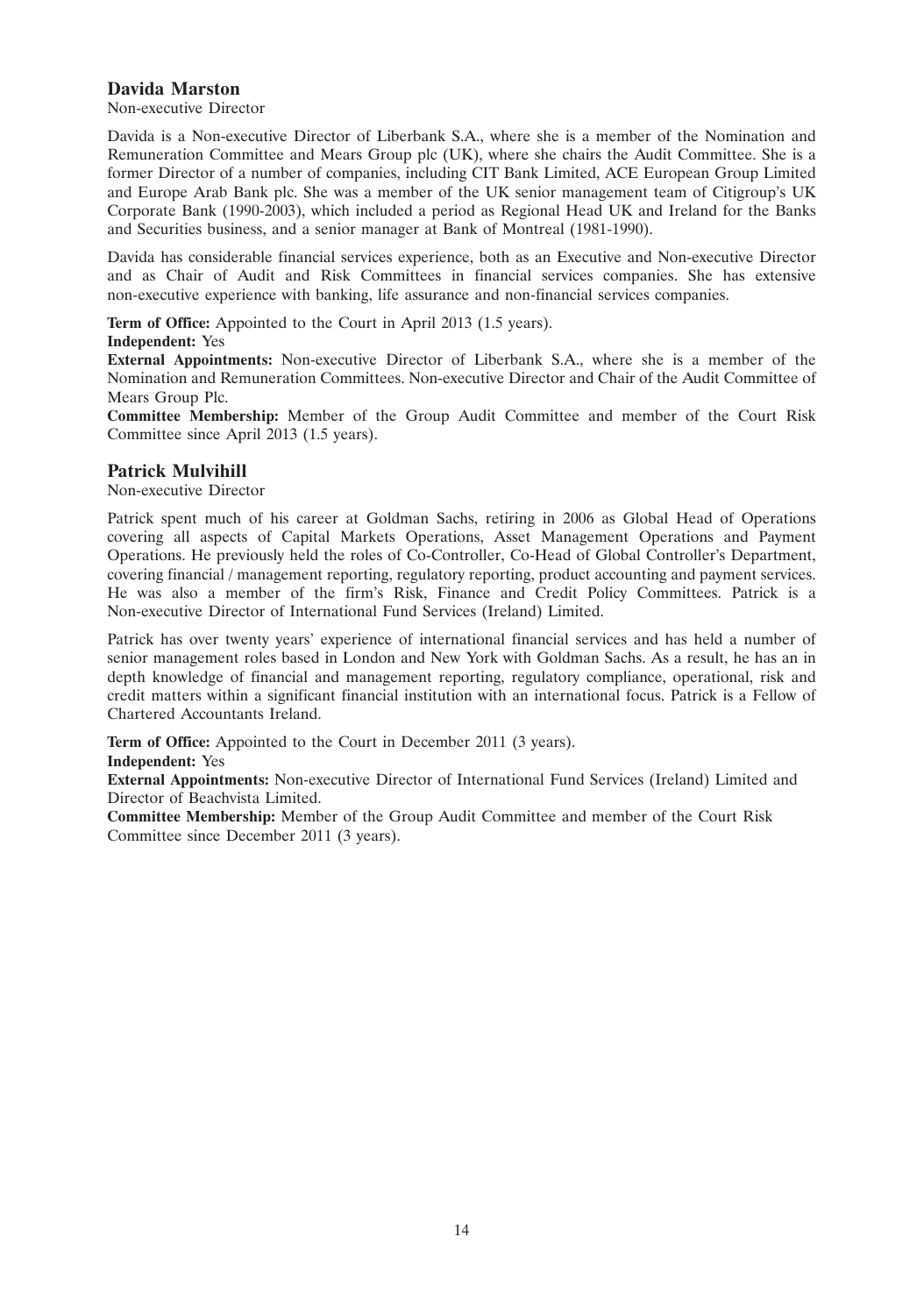## Davida Marston

Non-executive Director

Davida is a Non-executive Director of Liberbank S.A., where she is a member of the Nomination and Remuneration Committee and Mears Group plc (UK), where she chairs the Audit Committee. She is a former Director of a number of companies, including CIT Bank Limited, ACE European Group Limited and Europe Arab Bank plc. She was a member of the UK senior management team of Citigroup's UK Corporate Bank (1990-2003), which included a period as Regional Head UK and Ireland for the Banks and Securities business, and a senior manager at Bank of Montreal (1981-1990).

Davida has considerable financial services experience, both as an Executive and Non-executive Director and as Chair of Audit and Risk Committees in financial services companies. She has extensive non-executive experience with banking, life assurance and non-financial services companies.

**Term of Office:** Appointed to the Court in April 2013 (1.5 years).
**Independent:** Yes
**External Appointments:** Non-executive Director of Liberbank S.A., where she is a member of the Nomination and Remuneration Committees. Non-executive Director and Chair of the Audit Committee of Mears Group Plc.
**Committee Membership:** Member of the Group Audit Committee and member of the Court Risk Committee since April 2013 (1.5 years).

## Patrick Mulvihill

Non-executive Director

Patrick spent much of his career at Goldman Sachs, retiring in 2006 as Global Head of Operations covering all aspects of Capital Markets Operations, Asset Management Operations and Payment Operations. He previously held the roles of Co-Controller, Co-Head of Global Controller's Department, covering financial / management reporting, regulatory reporting, product accounting and payment services. He was also a member of the firm's Risk, Finance and Credit Policy Committees. Patrick is a Non-executive Director of International Fund Services (Ireland) Limited.

Patrick has over twenty years' experience of international financial services and has held a number of senior management roles based in London and New York with Goldman Sachs. As a result, he has an in depth knowledge of financial and management reporting, regulatory compliance, operational, risk and credit matters within a significant financial institution with an international focus. Patrick is a Fellow of Chartered Accountants Ireland.

**Term of Office:** Appointed to the Court in December 2011 (3 years).
**Independent:** Yes
**External Appointments:** Non-executive Director of International Fund Services (Ireland) Limited and Director of Beachvista Limited.
**Committee Membership:** Member of the Group Audit Committee and member of the Court Risk Committee since December 2011 (3 years).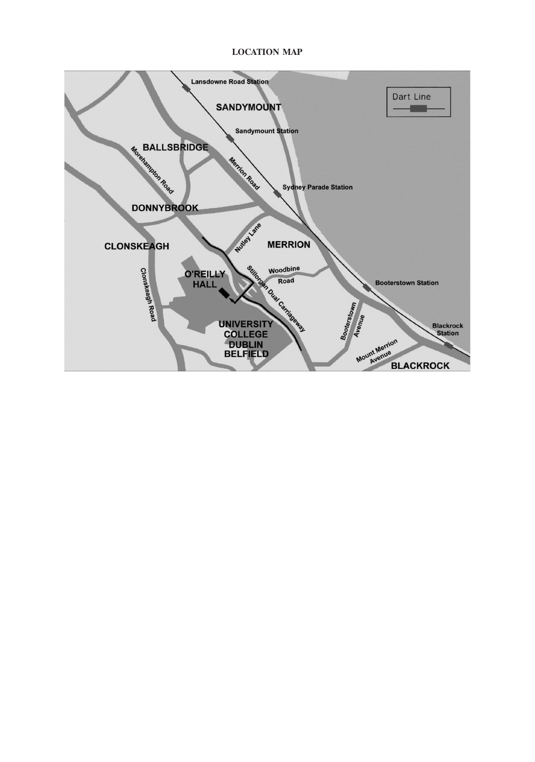# LOCATION MAP

Lansdowne Road Station

SANDYMOUNT

Dart Line

Sandymount Station

BALLSBRIDGE

Morehampton Road

Merrion Road

Sydney Parade Station

DONNYBROOK

Nutley Lane

CLONSKEAGH

MERRION

O'REILLY HALL

Stillorgan Dual Carriageway

Woodbine Road

Booterstown Station

Clonskeagh Road

UNIVERSITY COLLEGE DUBLIN BELFIELD

Booterstown Avenue

Blackrock Station

Mount Merrion Avenue

BLACKROCK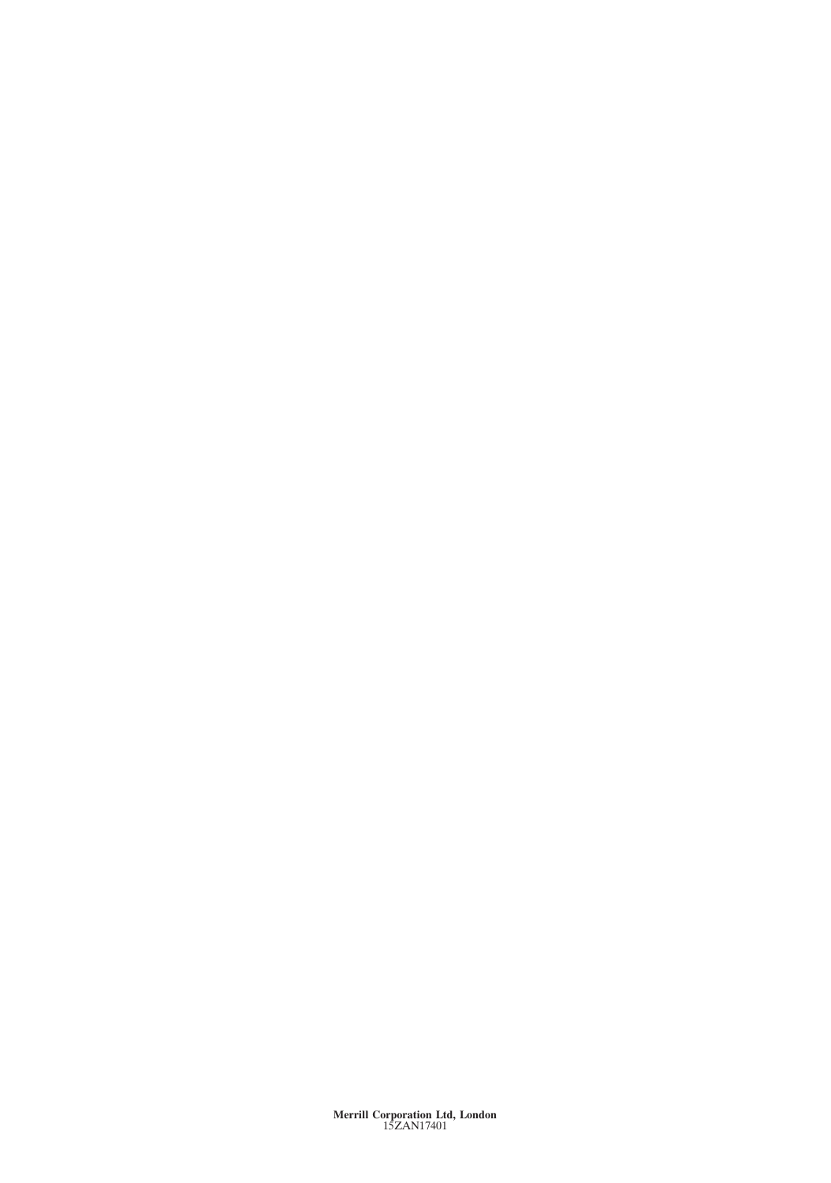**Merrill Corporation Ltd, London**
15ZAN17401